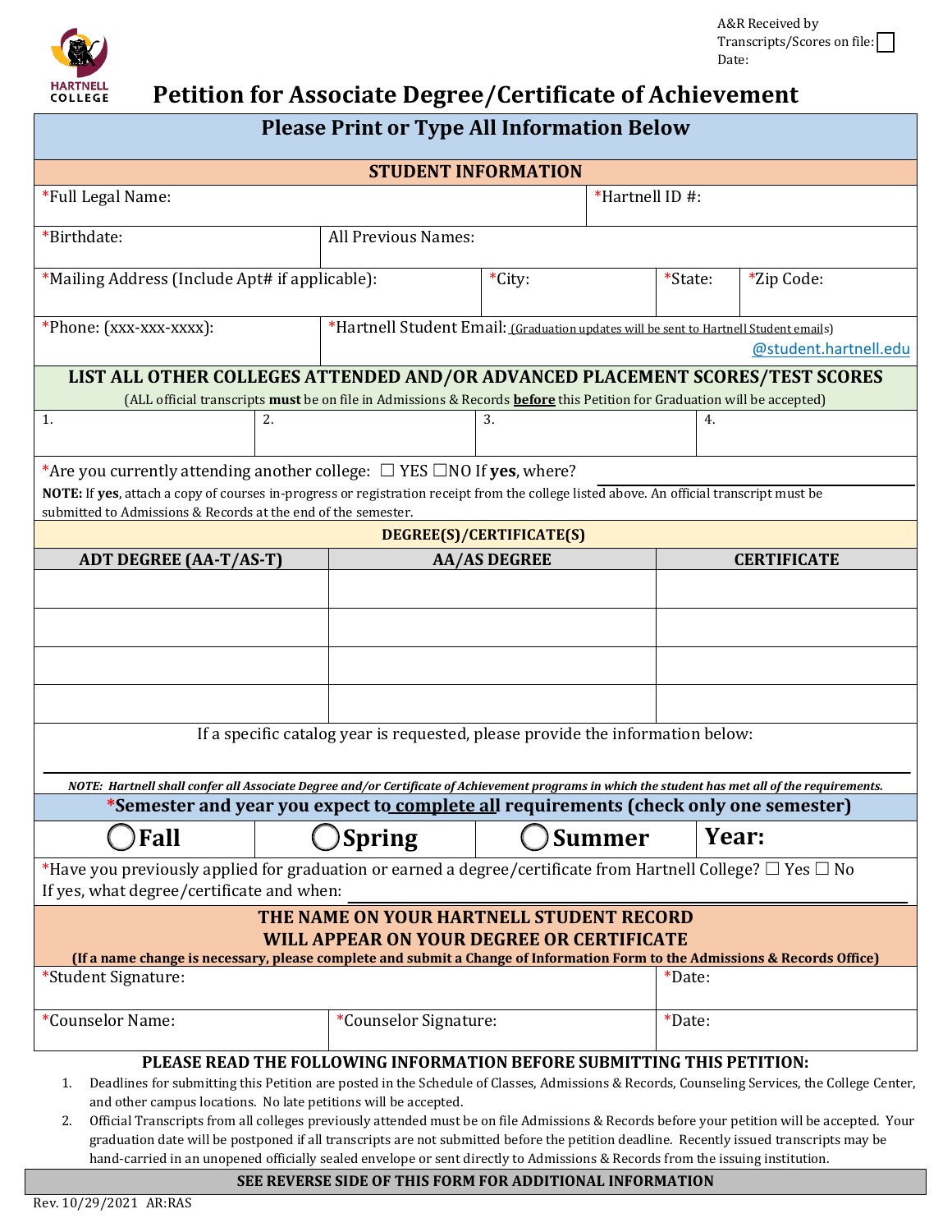A&R Received by
Transcripts/Scores on file: ☐
Date:

HARTNELL COLLEGE

# Petition for Associate Degree/Certificate of Achievement

## Please Print or Type All Information Below

### STUDENT INFORMATION

| *Full Legal Name: | | | | *Hartnell ID #: |
|---|---|---|---|---|
| *Birthdate: | All Previous Names: | | | |
| *Mailing Address (Include Apt# if applicable): | | *City: | *State: | *Zip Code: |
| *Phone: (xxx-xxx-xxxx): | *Hartnell Student Email: (Graduation updates will be sent to Hartnell Student emails) @student.hartnell.edu | | | |

### LIST ALL OTHER COLLEGES ATTENDED AND/OR ADVANCED PLACEMENT SCORES/TEST SCORES

(ALL official transcripts **must** be on file in Admissions & Records **before** this Petition for Graduation will be accepted)

| 1. | 2. | 3. | 4. |
|---|---|---|---|

*Are you currently attending another college: ☐ YES ☐NO If **yes**, where? ______________________

**NOTE:** If **yes**, attach a copy of courses in-progress or registration receipt from the college listed above. An official transcript must be submitted to Admissions & Records at the end of the semester.

### DEGREE(S)/CERTIFICATE(S)

| ADT DEGREE (AA-T/AS-T) | AA/AS DEGREE | CERTIFICATE |
|---|---|---|
| | | |
| | | |
| | | |
| | | |

If a specific catalog year is requested, please provide the information below:

______________________________________________________________________

*NOTE: Hartnell shall confer all Associate Degree and/or Certificate of Achievement programs in which the student has met all of the requirements.*

### *Semester and year you expect to complete all requirements (check only one semester)

| ◯ Fall | ◯ Spring | ◯ Summer | Year: |
|---|---|---|---|

*Have you previously applied for graduation or earned a degree/certificate from Hartnell College? ☐ Yes ☐ No
If yes, what degree/certificate and when: ______________________

### THE NAME ON YOUR HARTNELL STUDENT RECORD WILL APPEAR ON YOUR DEGREE OR CERTIFICATE

**(If a name change is necessary, please complete and submit a Change of Information Form to the Admissions & Records Office)**

| *Student Signature: | | *Date: |
|---|---|---|
| *Counselor Name: | *Counselor Signature: | *Date: |

### PLEASE READ THE FOLLOWING INFORMATION BEFORE SUBMITTING THIS PETITION:

1. Deadlines for submitting this Petition are posted in the Schedule of Classes, Admissions & Records, Counseling Services, the College Center, and other campus locations. No late petitions will be accepted.
2. Official Transcripts from all colleges previously attended must be on file Admissions & Records before your petition will be accepted. Your graduation date will be postponed if all transcripts are not submitted before the petition deadline. Recently issued transcripts may be hand-carried in an unopened officially sealed envelope or sent directly to Admissions & Records from the issuing institution.

**SEE REVERSE SIDE OF THIS FORM FOR ADDITIONAL INFORMATION**

Rev. 10/29/2021 AR:RAS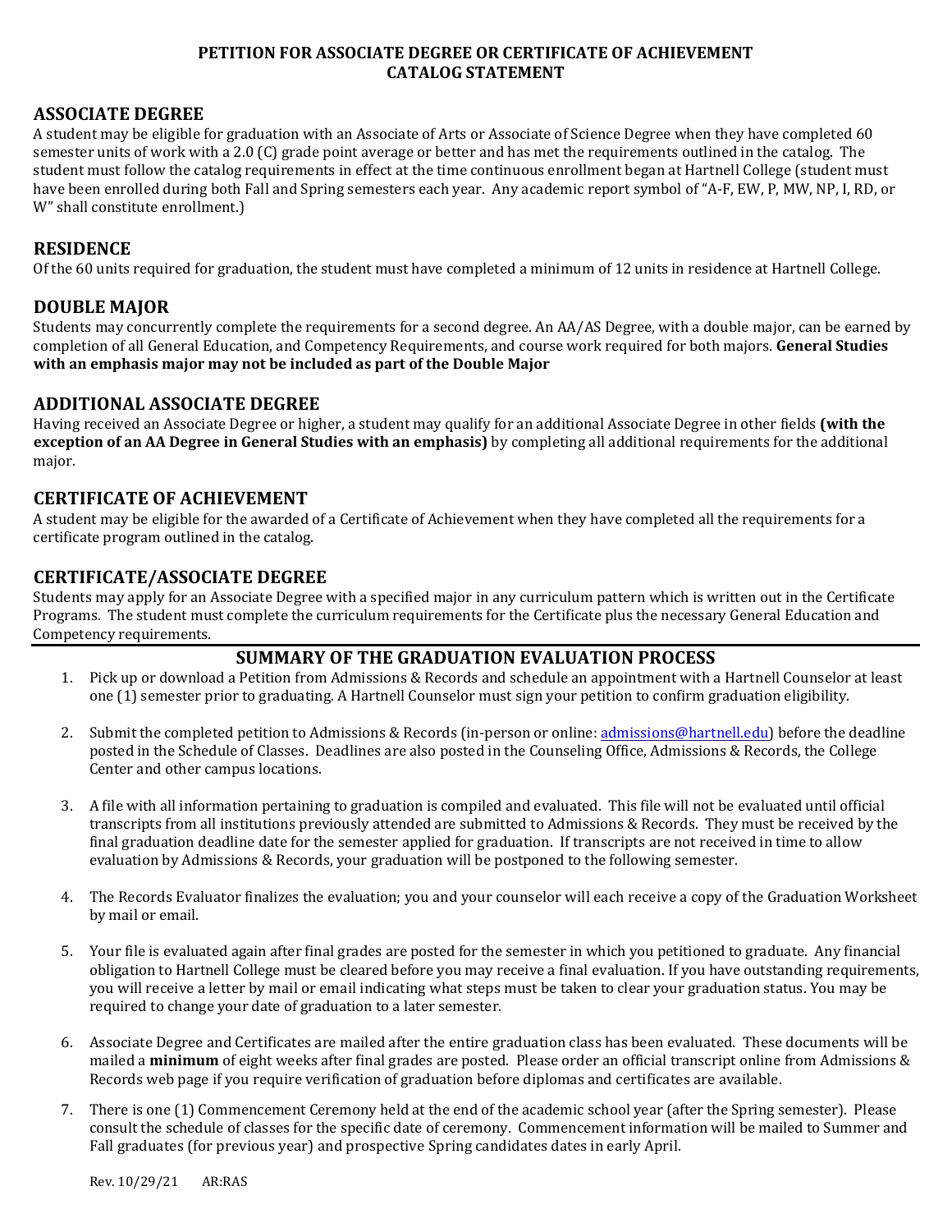**PETITION FOR ASSOCIATE DEGREE OR CERTIFICATE OF ACHIEVEMENT**
**CATALOG STATEMENT**

## ASSOCIATE DEGREE

A student may be eligible for graduation with an Associate of Arts or Associate of Science Degree when they have completed 60 semester units of work with a 2.0 (C) grade point average or better and has met the requirements outlined in the catalog. The student must follow the catalog requirements in effect at the time continuous enrollment began at Hartnell College (student must have been enrolled during both Fall and Spring semesters each year. Any academic report symbol of "A-F, EW, P, MW, NP, I, RD, or W" shall constitute enrollment.)

## RESIDENCE

Of the 60 units required for graduation, the student must have completed a minimum of 12 units in residence at Hartnell College.

## DOUBLE MAJOR

Students may concurrently complete the requirements for a second degree. An AA/AS Degree, with a double major, can be earned by completion of all General Education, and Competency Requirements, and course work required for both majors. **General Studies with an emphasis major may not be included as part of the Double Major**

## ADDITIONAL ASSOCIATE DEGREE

Having received an Associate Degree or higher, a student may qualify for an additional Associate Degree in other fields **(with the exception of an AA Degree in General Studies with an emphasis)** by completing all additional requirements for the additional major.

## CERTIFICATE OF ACHIEVEMENT

A student may be eligible for the awarded of a Certificate of Achievement when they have completed all the requirements for a certificate program outlined in the catalog.

## CERTIFICATE/ASSOCIATE DEGREE

Students may apply for an Associate Degree with a specified major in any curriculum pattern which is written out in the Certificate Programs. The student must complete the curriculum requirements for the Certificate plus the necessary General Education and Competency requirements.

## SUMMARY OF THE GRADUATION EVALUATION PROCESS

1. Pick up or download a Petition from Admissions & Records and schedule an appointment with a Hartnell Counselor at least one (1) semester prior to graduating. A Hartnell Counselor must sign your petition to confirm graduation eligibility.
2. Submit the completed petition to Admissions & Records (in-person or online: admissions@hartnell.edu) before the deadline posted in the Schedule of Classes. Deadlines are also posted in the Counseling Office, Admissions & Records, the College Center and other campus locations.
3. A file with all information pertaining to graduation is compiled and evaluated. This file will not be evaluated until official transcripts from all institutions previously attended are submitted to Admissions & Records. They must be received by the final graduation deadline date for the semester applied for graduation. If transcripts are not received in time to allow evaluation by Admissions & Records, your graduation will be postponed to the following semester.
4. The Records Evaluator finalizes the evaluation; you and your counselor will each receive a copy of the Graduation Worksheet by mail or email.
5. Your file is evaluated again after final grades are posted for the semester in which you petitioned to graduate. Any financial obligation to Hartnell College must be cleared before you may receive a final evaluation. If you have outstanding requirements, you will receive a letter by mail or email indicating what steps must be taken to clear your graduation status. You may be required to change your date of graduation to a later semester.
6. Associate Degree and Certificates are mailed after the entire graduation class has been evaluated. These documents will be mailed a **minimum** of eight weeks after final grades are posted. Please order an official transcript online from Admissions & Records web page if you require verification of graduation before diplomas and certificates are available.
7. There is one (1) Commencement Ceremony held at the end of the academic school year (after the Spring semester). Please consult the schedule of classes for the specific date of ceremony. Commencement information will be mailed to Summer and Fall graduates (for previous year) and prospective Spring candidates dates in early April.

Rev. 10/29/21 AR:RAS